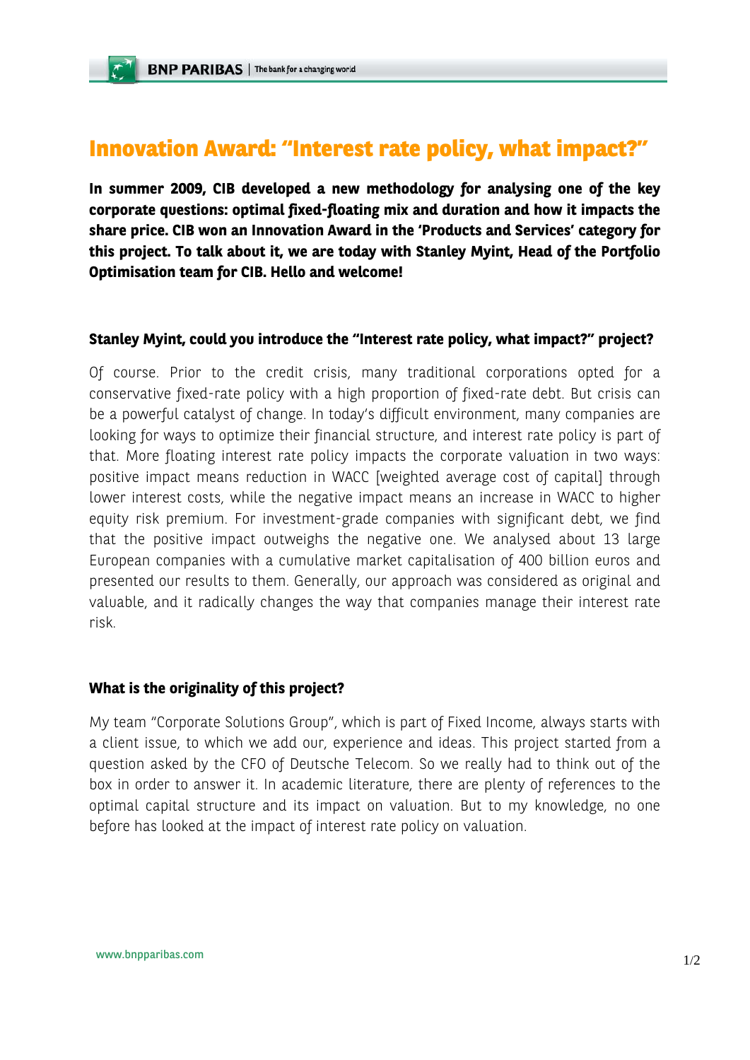# Innovation Award: "Interest rate policy, what impact?"

**In summer 2009, CIB developed a new methodology for analysing one of the key corporate questions: optimal fixed-floating mix and duration and how it impacts the share price. CIB won an Innovation Award in the 'Products and Services' category for this project. To talk about it, we are today with Stanley Myint, Head of the Portfolio Optimisation team for CIB. Hello and welcome!**

### Stanley Myint, could you introduce the "Interest rate policy, what impact?" project?

Of course. Prior to the credit crisis, many traditional corporations opted for a conservative fixed-rate policy with a high proportion of fixed-rate debt. But crisis can be a powerful catalyst of change. In today's difficult environment, many companies are looking for ways to optimize their financial structure, and interest rate policy is part of that. More floating interest rate policy impacts the corporate valuation in two ways: positive impact means reduction in WACC [weighted average cost of capital] through lower interest costs, while the negative impact means an increase in WACC to higher equity risk premium. For investment-grade companies with significant debt, we find that the positive impact outweighs the negative one. We analysed about 13 large European companies with a cumulative market capitalisation of 400 billion euros and presented our results to them. Generally, our approach was considered as original and valuable, and it radically changes the way that companies manage their interest rate risk.

### What is the originality of this project?

My team "Corporate Solutions Group", which is part of Fixed Income, always starts with a client issue, to which we add our, experience and ideas. This project started from a question asked by the CFO of Deutsche Telecom. So we really had to think out of the box in order to answer it. In academic literature, there are plenty of references to the optimal capital structure and its impact on valuation. But to my knowledge, no one before has looked at the impact of interest rate policy on valuation.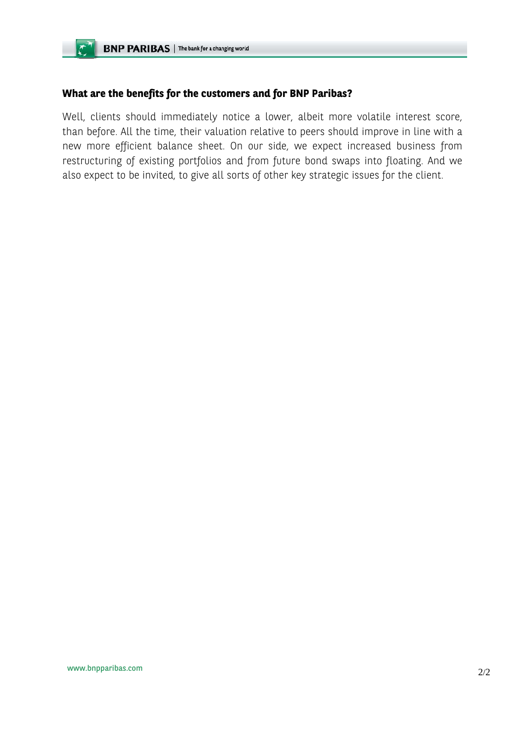### What are the benefits for the customers and for BNP Paribas?

Well, clients should immediately notice a lower, albeit more volatile interest score, than before. All the time, their valuation relative to peers should improve in line with a new more efficient balance sheet. On our side, we expect increased business from restructuring of existing portfolios and from future bond swaps into floating. And we also expect to be invited, to give all sorts of other key strategic issues for the client.